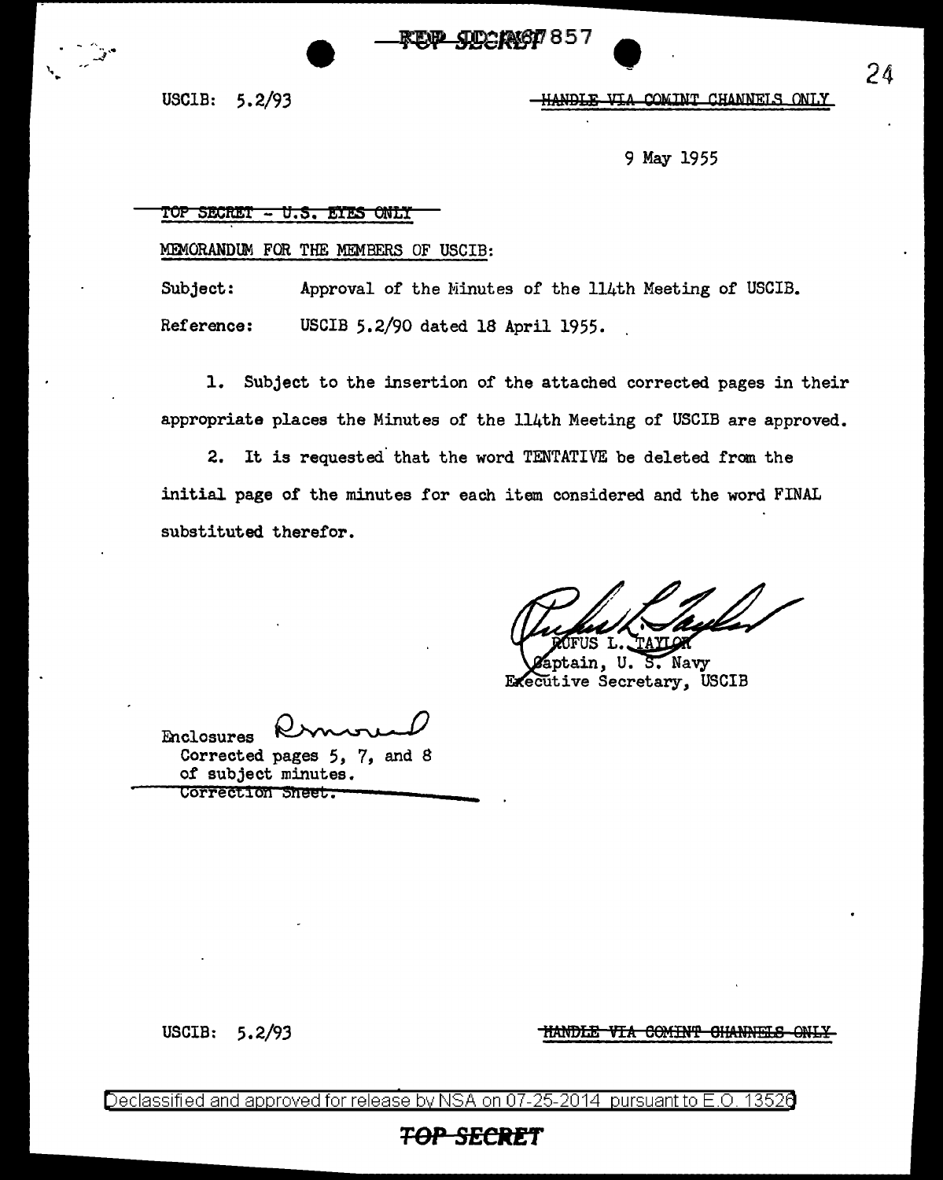USCIB: 5.2/93

HANDLE VIA COMINT CHANNELS ONLY

9 May 1955

TOP SECRET - U.S. EYES ONLY

MEMORANDUM FOR THE MEMBERS OF USCIB:

Subject: Approval of the Minutes of the 114th Meeting of USCIB.

Reference: USCIB 5.2/90 dated 18 April 1955.

1. Subject to the insertion of the attached corrected pages in their appropriate places the Minutes of the 114th Meeting of USCIB are approved.

2. It is requested that the word TENTATIVE be deleted from the initial page of the minutes for each item considered and the word FINAL substituted therefor.

RUFUS L. TAYLOR
Captain, U. S. Navy
Executive Secretary, USCIB

Enclosures
Corrected pages 5, 7, and 8 of subject minutes.
~~Correction Sheet.~~

USCIB: 5.2/93

HANDLE VIA COMINT CHANNELS ONLY

Declassified and approved for release by NSA on 07-25-2014 pursuant to E.O. 13526

TOP SECRET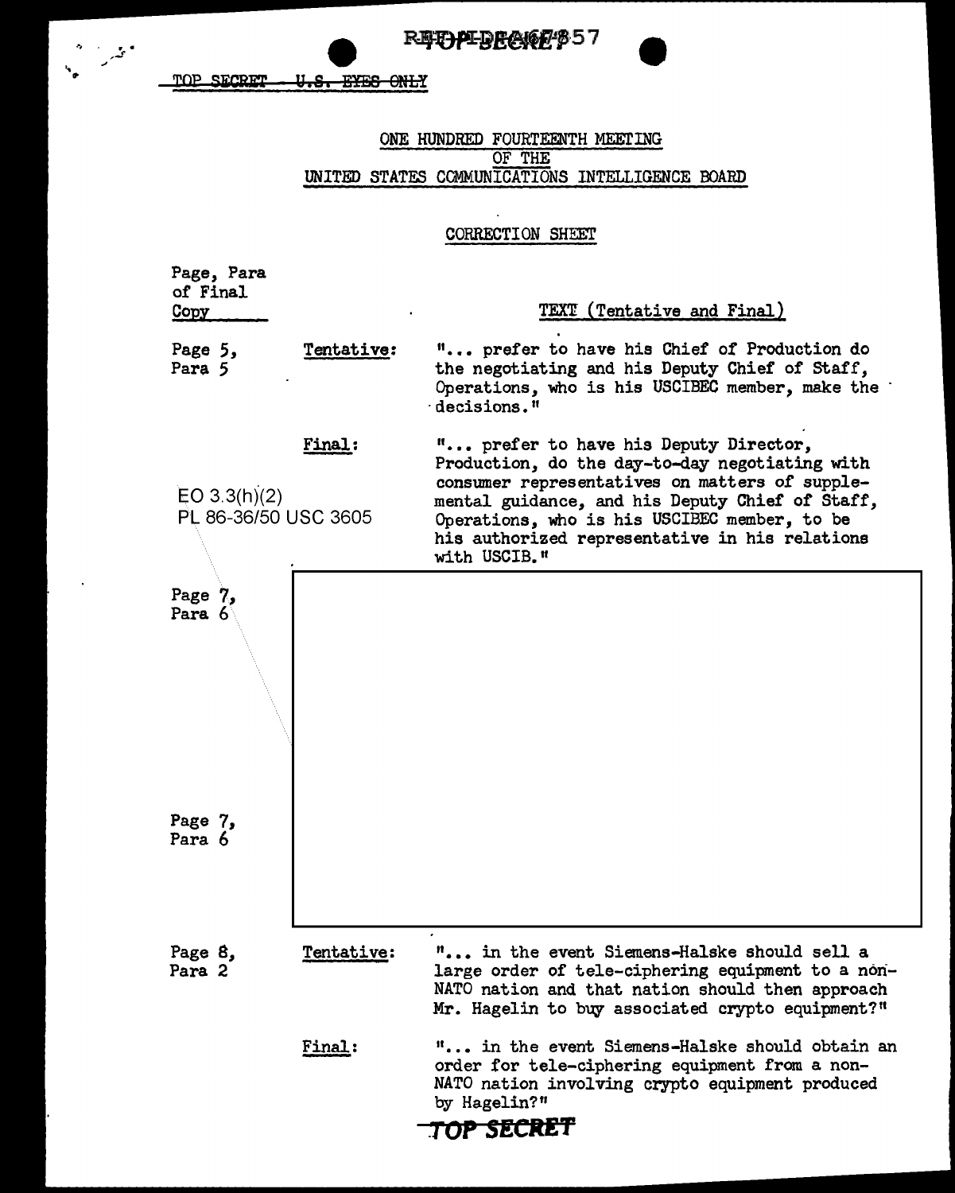TOP SECRET ~~U.S. EYES ONLY~~

ONE HUNDRED FOURTEENTH MEETING
OF THE
UNITED STATES COMMUNICATIONS INTELLIGENCE BOARD

CORRECTION SHEET

| Page, Para of Final Copy | | TEXT (Tentative and Final) |
|---|---|---|
| Page 5, Para 5 | Tentative: | "... prefer to have his Chief of Production do the negotiating and his Deputy Chief of Staff, Operations, who is his USCIBEC member, make the decisions." |
| | Final: | "... prefer to have his Deputy Director, Production, do the day-to-day negotiating with consumer representatives on matters of supplemental guidance, and his Deputy Chief of Staff, Operations, who is his USCIBEC member, to be his authorized representative in his relations with USCIB." |
| EO 3.3(h)(2) PL 86-36/50 USC 3605 | | |
| Page 7, Para 6 | | |
| Page 7, Para 6 | | |
| Page 8, Para 2 | Tentative: | "... in the event Siemens-Halske should sell a large order of tele-ciphering equipment to a non-NATO nation and that nation should then approach Mr. Hagelin to buy associated crypto equipment?" |
| | Final: | "... in the event Siemens-Halske should obtain an order for tele-ciphering equipment from a non-NATO nation involving crypto equipment produced by Hagelin?" |

TOP SECRET